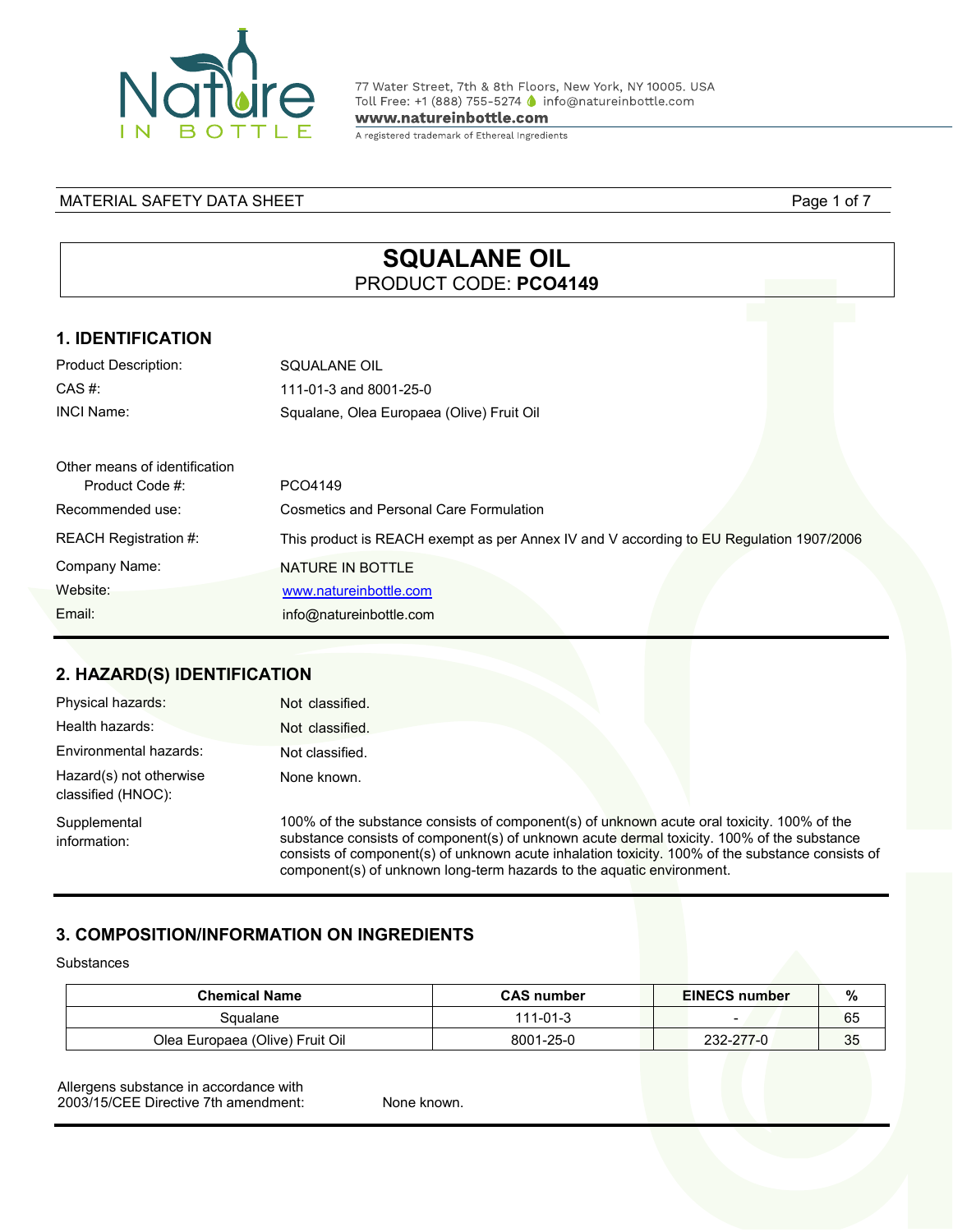Nature IN BOTTLE

77 Water Street, 7th & 8th Floors, New York, NY 10005. USA
Toll Free: +1 (888) 755-5274 info@natureinbottle.com
**www.natureinbottle.com**
A registered trademark of Ethereal Ingredients

MATERIAL SAFETY DATA SHEET

# SQUALANE OIL

PRODUCT CODE: **PCO4149**

## 1. IDENTIFICATION

| | |
|---|---|
| Product Description: | SQUALANE OIL |
| CAS #: | 111-01-3 and 8001-25-0 |
| INCI Name: | Squalane, Olea Europaea (Olive) Fruit Oil |
| Other means of identification Product Code #: | PCO4149 |
| Recommended use: | Cosmetics and Personal Care Formulation |
| REACH Registration #: | This product is REACH exempt as per Annex IV and V according to EU Regulation 1907/2006 |
| Company Name: | NATURE IN BOTTLE |
| Website: | www.natureinbottle.com |
| Email: | info@natureinbottle.com |

## 2. HAZARD(S) IDENTIFICATION

| | |
|---|---|
| Physical hazards: | Not classified. |
| Health hazards: | Not classified. |
| Environmental hazards: | Not classified. |
| Hazard(s) not otherwise classified (HNOC): | None known. |
| Supplemental information: | 100% of the substance consists of component(s) of unknown acute oral toxicity. 100% of the substance consists of component(s) of unknown acute dermal toxicity. 100% of the substance consists of component(s) of unknown acute inhalation toxicity. 100% of the substance consists of component(s) of unknown long-term hazards to the aquatic environment. |

## 3. COMPOSITION/INFORMATION ON INGREDIENTS

Substances

| Chemical Name | CAS number | EINECS number | % |
|---|---|---|---|
| Squalane | 111-01-3 | - | 65 |
| Olea Europaea (Olive) Fruit Oil | 8001-25-0 | 232-277-0 | 35 |

Allergens substance in accordance with 2003/15/CEE Directive 7th amendment: None known.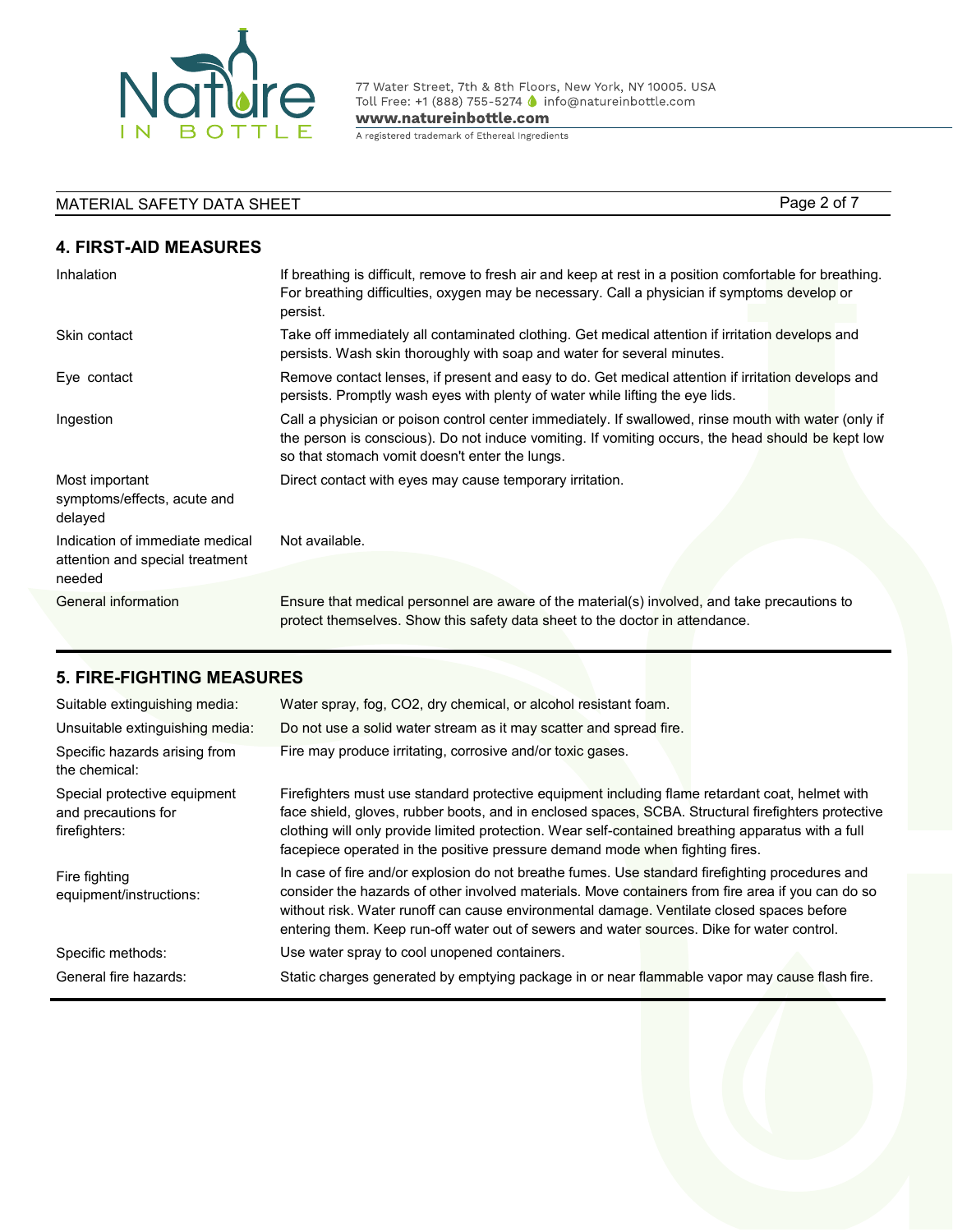## 4. FIRST-AID MEASURES

| | |
|---|---|
| Inhalation | If breathing is difficult, remove to fresh air and keep at rest in a position comfortable for breathing. For breathing difficulties, oxygen may be necessary. Call a physician if symptoms develop or persist. |
| Skin contact | Take off immediately all contaminated clothing. Get medical attention if irritation develops and persists. Wash skin thoroughly with soap and water for several minutes. |
| Eye contact | Remove contact lenses, if present and easy to do. Get medical attention if irritation develops and persists. Promptly wash eyes with plenty of water while lifting the eye lids. |
| Ingestion | Call a physician or poison control center immediately. If swallowed, rinse mouth with water (only if the person is conscious). Do not induce vomiting. If vomiting occurs, the head should be kept low so that stomach vomit doesn't enter the lungs. |
| Most important symptoms/effects, acute and delayed | Direct contact with eyes may cause temporary irritation. |
| Indication of immediate medical attention and special treatment needed | Not available. |
| General information | Ensure that medical personnel are aware of the material(s) involved, and take precautions to protect themselves. Show this safety data sheet to the doctor in attendance. |

## 5. FIRE-FIGHTING MEASURES

| | |
|---|---|
| Suitable extinguishing media: | Water spray, fog, $CO_2$, dry chemical, or alcohol resistant foam. |
| Unsuitable extinguishing media: | Do not use a solid water stream as it may scatter and spread fire. |
| Specific hazards arising from the chemical: | Fire may produce irritating, corrosive and/or toxic gases. |
| Special protective equipment and precautions for firefighters: | Firefighters must use standard protective equipment including flame retardant coat, helmet with face shield, gloves, rubber boots, and in enclosed spaces, SCBA. Structural firefighters protective clothing will only provide limited protection. Wear self-contained breathing apparatus with a full facepiece operated in the positive pressure demand mode when fighting fires. |
| Fire fighting equipment/instructions: | In case of fire and/or explosion do not breathe fumes. Use standard firefighting procedures and consider the hazards of other involved materials. Move containers from fire area if you can do so without risk. Water runoff can cause environmental damage. Ventilate closed spaces before entering them. Keep run-off water out of sewers and water sources. Dike for water control. |
| Specific methods: | Use water spray to cool unopened containers. |
| General fire hazards: | Static charges generated by emptying package in or near flammable vapor may cause flash fire. |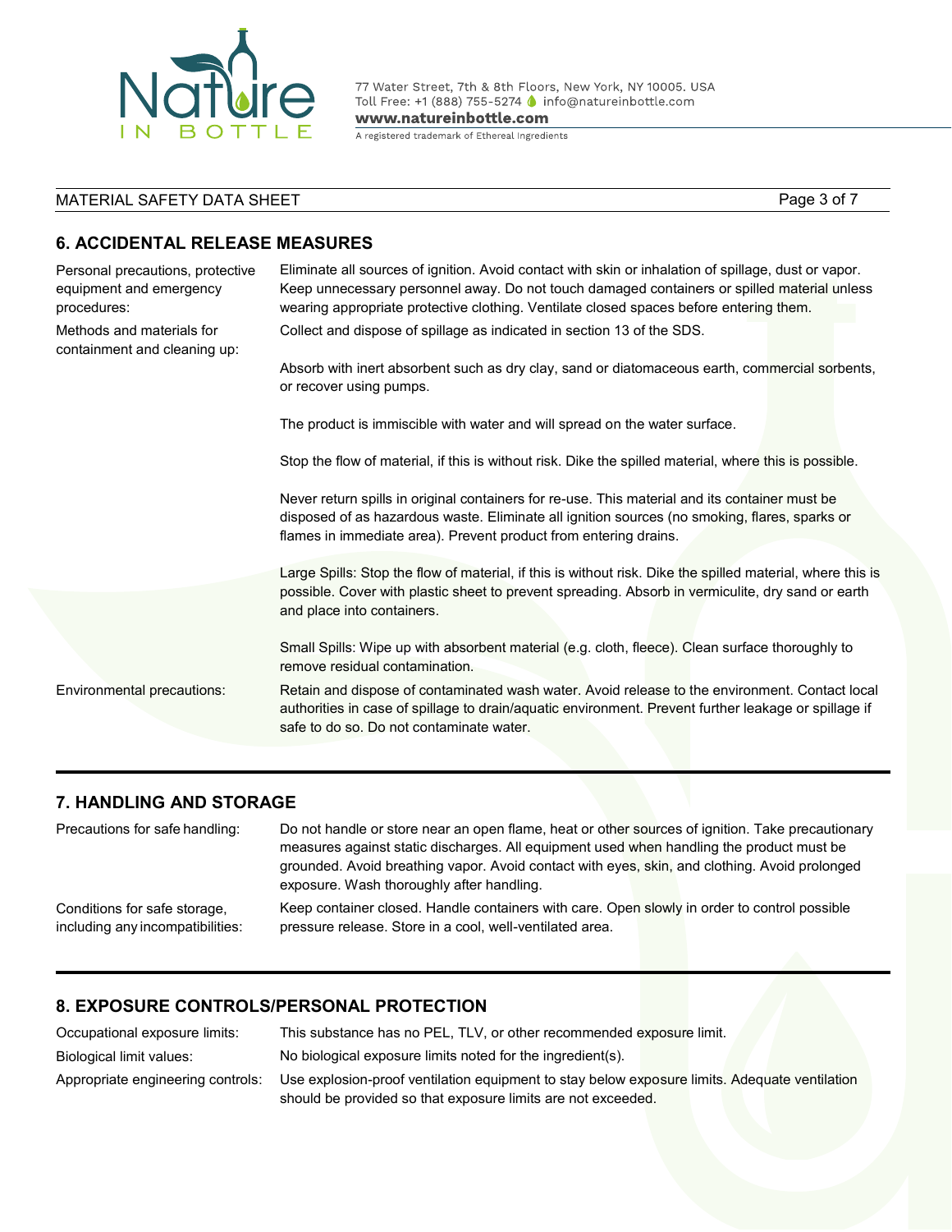## 6. ACCIDENTAL RELEASE MEASURES

| | |
|---|---|
| Personal precautions, protective equipment and emergency procedures: | Eliminate all sources of ignition. Avoid contact with skin or inhalation of spillage, dust or vapor. Keep unnecessary personnel away. Do not touch damaged containers or spilled material unless wearing appropriate protective clothing. Ventilate closed spaces before entering them. |
| Methods and materials for containment and cleaning up: | Collect and dispose of spillage as indicated in section 13 of the SDS.<br><br>Absorb with inert absorbent such as dry clay, sand or diatomaceous earth, commercial sorbents, or recover using pumps.<br><br>The product is immiscible with water and will spread on the water surface.<br><br>Stop the flow of material, if this is without risk. Dike the spilled material, where this is possible.<br><br>Never return spills in original containers for re-use. This material and its container must be disposed of as hazardous waste. Eliminate all ignition sources (no smoking, flares, sparks or flames in immediate area). Prevent product from entering drains.<br><br>Large Spills: Stop the flow of material, if this is without risk. Dike the spilled material, where this is possible. Cover with plastic sheet to prevent spreading. Absorb in vermiculite, dry sand or earth and place into containers.<br><br>Small Spills: Wipe up with absorbent material (e.g. cloth, fleece). Clean surface thoroughly to remove residual contamination. |
| Environmental precautions: | Retain and dispose of contaminated wash water. Avoid release to the environment. Contact local authorities in case of spillage to drain/aquatic environment. Prevent further leakage or spillage if safe to do so. Do not contaminate water. |

## 7. HANDLING AND STORAGE

| | |
|---|---|
| Precautions for safe handling: | Do not handle or store near an open flame, heat or other sources of ignition. Take precautionary measures against static discharges. All equipment used when handling the product must be grounded. Avoid breathing vapor. Avoid contact with eyes, skin, and clothing. Avoid prolonged exposure. Wash thoroughly after handling. |
| Conditions for safe storage, including any incompatibilities: | Keep container closed. Handle containers with care. Open slowly in order to control possible pressure release. Store in a cool, well-ventilated area. |

## 8. EXPOSURE CONTROLS/PERSONAL PROTECTION

| | |
|---|---|
| Occupational exposure limits: | This substance has no PEL, TLV, or other recommended exposure limit. |
| Biological limit values: | No biological exposure limits noted for the ingredient(s). |
| Appropriate engineering controls: | Use explosion-proof ventilation equipment to stay below exposure limits. Adequate ventilation should be provided so that exposure limits are not exceeded. |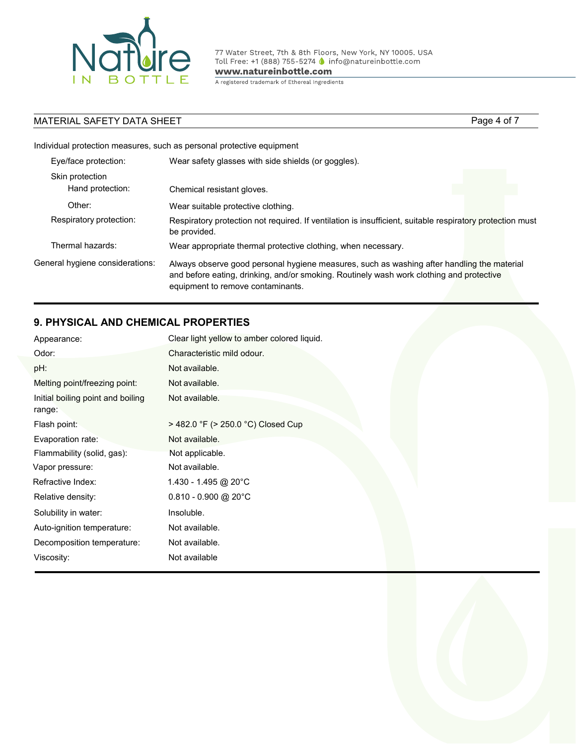Individual protection measures, such as personal protective equipment

| | |
|---|---|
| Eye/face protection: | Wear safety glasses with side shields (or goggles). |
| Skin protection | |
| Hand protection: | Chemical resistant gloves. |
| Other: | Wear suitable protective clothing. |
| Respiratory protection: | Respiratory protection not required. If ventilation is insufficient, suitable respiratory protection must be provided. |
| Thermal hazards: | Wear appropriate thermal protective clothing, when necessary. |
| General hygiene considerations: | Always observe good personal hygiene measures, such as washing after handling the material and before eating, drinking, and/or smoking. Routinely wash work clothing and protective equipment to remove contaminants. |

## 9. PHYSICAL AND CHEMICAL PROPERTIES

| | |
|---|---|
| Appearance: | Clear light yellow to amber colored liquid. |
| Odor: | Characteristic mild odour. |
| pH: | Not available. |
| Melting point/freezing point: | Not available. |
| Initial boiling point and boiling range: | Not available. |
| Flash point: | > 482.0 °F (> 250.0 °C) Closed Cup |
| Evaporation rate: | Not available. |
| Flammability (solid, gas): | Not applicable. |
| Vapor pressure: | Not available. |
| Refractive Index: | 1.430 - 1.495 @ 20°C |
| Relative density: | 0.810 - 0.900 @ 20°C |
| Solubility in water: | Insoluble. |
| Auto-ignition temperature: | Not available. |
| Decomposition temperature: | Not available. |
| Viscosity: | Not available |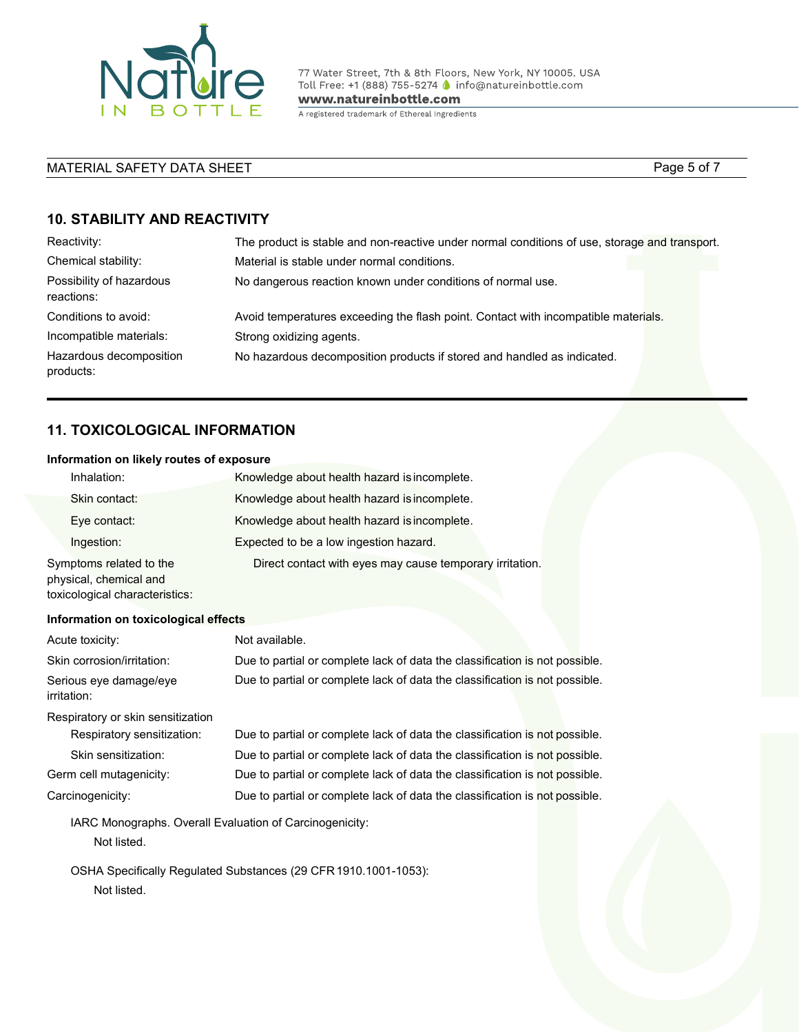## 10. STABILITY AND REACTIVITY

| | |
|---|---|
| Reactivity: | The product is stable and non-reactive under normal conditions of use, storage and transport. |
| Chemical stability: | Material is stable under normal conditions. |
| Possibility of hazardous reactions: | No dangerous reaction known under conditions of normal use. |
| Conditions to avoid: | Avoid temperatures exceeding the flash point. Contact with incompatible materials. |
| Incompatible materials: | Strong oxidizing agents. |
| Hazardous decomposition products: | No hazardous decomposition products if stored and handled as indicated. |

## 11. TOXICOLOGICAL INFORMATION

**Information on likely routes of exposure**

| | |
|---|---|
| Inhalation: | Knowledge about health hazard is incomplete. |
| Skin contact: | Knowledge about health hazard is incomplete. |
| Eye contact: | Knowledge about health hazard is incomplete. |
| Ingestion: | Expected to be a low ingestion hazard. |
| Symptoms related to the physical, chemical and toxicological characteristics: | Direct contact with eyes may cause temporary irritation. |

**Information on toxicological effects**

| | |
|---|---|
| Acute toxicity: | Not available. |
| Skin corrosion/irritation: | Due to partial or complete lack of data the classification is not possible. |
| Serious eye damage/eye irritation: | Due to partial or complete lack of data the classification is not possible. |
| Respiratory or skin sensitization | |
| Respiratory sensitization: | Due to partial or complete lack of data the classification is not possible. |
| Skin sensitization: | Due to partial or complete lack of data the classification is not possible. |
| Germ cell mutagenicity: | Due to partial or complete lack of data the classification is not possible. |
| Carcinogenicity: | Due to partial or complete lack of data the classification is not possible. |

IARC Monographs. Overall Evaluation of Carcinogenicity:

Not listed.

OSHA Specifically Regulated Substances (29 CFR 1910.1001-1053):

Not listed.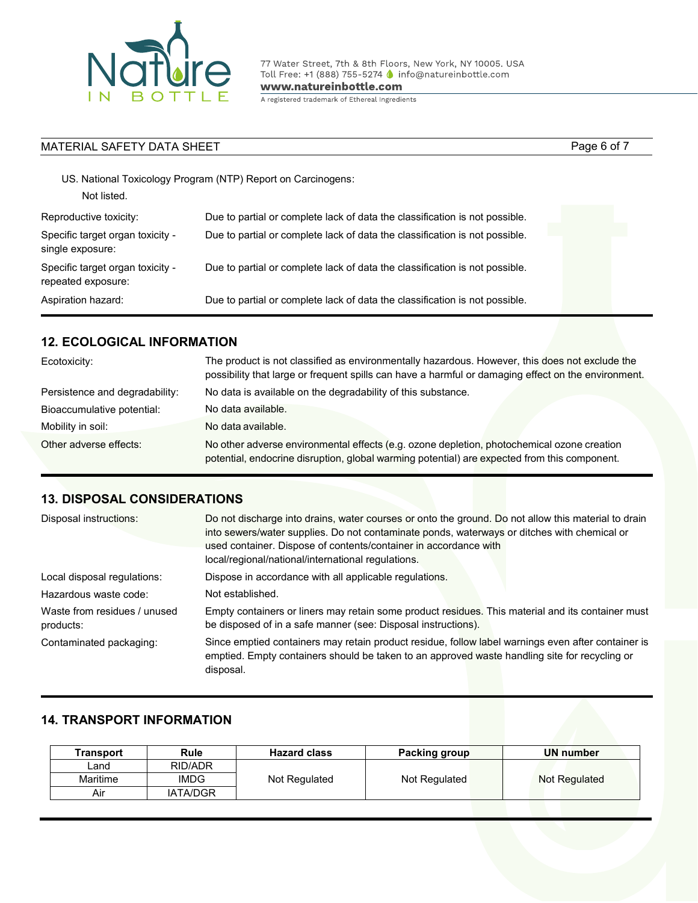US. National Toxicology Program (NTP) Report on Carcinogens:

Not listed.

| | |
|---|---|
| Reproductive toxicity: | Due to partial or complete lack of data the classification is not possible. |
| Specific target organ toxicity - single exposure: | Due to partial or complete lack of data the classification is not possible. |
| Specific target organ toxicity - repeated exposure: | Due to partial or complete lack of data the classification is not possible. |
| Aspiration hazard: | Due to partial or complete lack of data the classification is not possible. |

## 12. ECOLOGICAL INFORMATION

| | |
|---|---|
| Ecotoxicity: | The product is not classified as environmentally hazardous. However, this does not exclude the possibility that large or frequent spills can have a harmful or damaging effect on the environment. |
| Persistence and degradability: | No data is available on the degradability of this substance. |
| Bioaccumulative potential: | No data available. |
| Mobility in soil: | No data available. |
| Other adverse effects: | No other adverse environmental effects (e.g. ozone depletion, photochemical ozone creation potential, endocrine disruption, global warming potential) are expected from this component. |

## 13. DISPOSAL CONSIDERATIONS

| | |
|---|---|
| Disposal instructions: | Do not discharge into drains, water courses or onto the ground. Do not allow this material to drain into sewers/water supplies. Do not contaminate ponds, waterways or ditches with chemical or used container. Dispose of contents/container in accordance with local/regional/national/international regulations. |
| Local disposal regulations: | Dispose in accordance with all applicable regulations. |
| Hazardous waste code: | Not established. |
| Waste from residues / unused products: | Empty containers or liners may retain some product residues. This material and its container must be disposed of in a safe manner (see: Disposal instructions). |
| Contaminated packaging: | Since emptied containers may retain product residue, follow label warnings even after container is emptied. Empty containers should be taken to an approved waste handling site for recycling or disposal. |

## 14. TRANSPORT INFORMATION

| Transport | Rule | Hazard class | Packing group | UN number |
|---|---|---|---|---|
| Land | RID/ADR | Not Regulated | Not Regulated | Not Regulated |
| Maritime | IMDG | | | |
| Air | IATA/DGR | | | |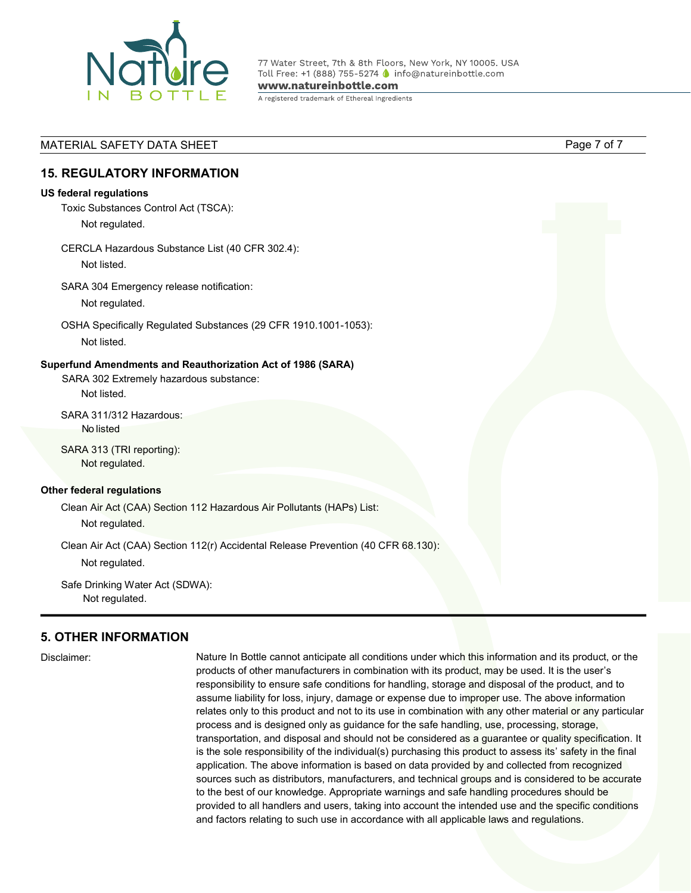## 15. REGULATORY INFORMATION

**US federal regulations**

Toxic Substances Control Act (TSCA):

Not regulated.

CERCLA Hazardous Substance List (40 CFR 302.4):

Not listed.

SARA 304 Emergency release notification:

Not regulated.

OSHA Specifically Regulated Substances (29 CFR 1910.1001-1053):

Not listed.

**Superfund Amendments and Reauthorization Act of 1986 (SARA)**

SARA 302 Extremely hazardous substance:

Not listed.

SARA 311/312 Hazardous:

No listed

SARA 313 (TRI reporting):

Not regulated.

**Other federal regulations**

Clean Air Act (CAA) Section 112 Hazardous Air Pollutants (HAPs) List:

Not regulated.

Clean Air Act (CAA) Section 112(r) Accidental Release Prevention (40 CFR 68.130):

Not regulated.

Safe Drinking Water Act (SDWA):

Not regulated.

## 5. OTHER INFORMATION

Disclaimer:

Nature In Bottle cannot anticipate all conditions under which this information and its product, or the products of other manufacturers in combination with its product, may be used. It is the user's responsibility to ensure safe conditions for handling, storage and disposal of the product, and to assume liability for loss, injury, damage or expense due to improper use. The above information relates only to this product and not to its use in combination with any other material or any particular process and is designed only as guidance for the safe handling, use, processing, storage, transportation, and disposal and should not be considered as a guarantee or quality specification. It is the sole responsibility of the individual(s) purchasing this product to assess its' safety in the final application. The above information is based on data provided by and collected from recognized sources such as distributors, manufacturers, and technical groups and is considered to be accurate to the best of our knowledge. Appropriate warnings and safe handling procedures should be provided to all handlers and users, taking into account the intended use and the specific conditions and factors relating to such use in accordance with all applicable laws and regulations.